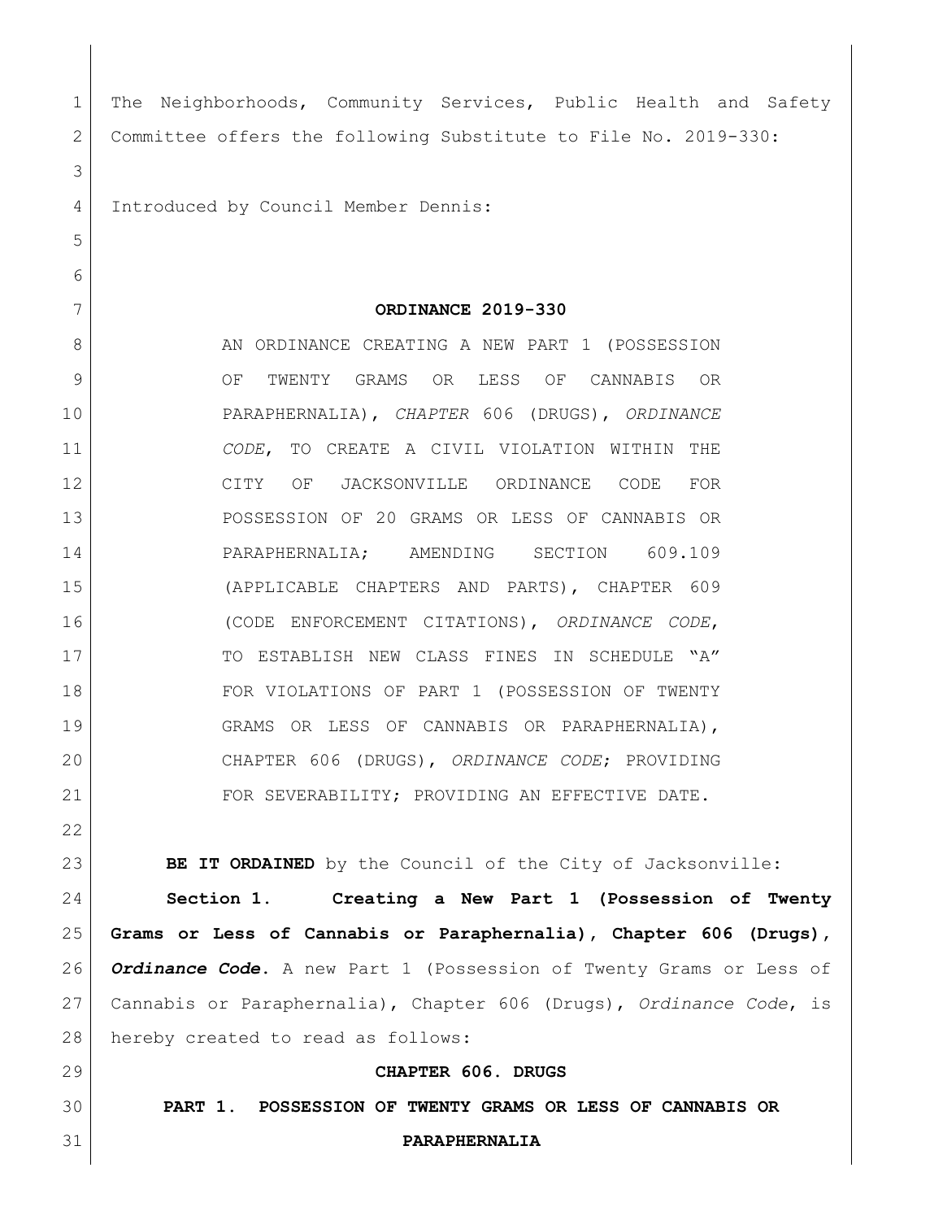The Neighborhoods, Community Services, Public Health and Safety Committee offers the following Substitute to File No. 2019-330:

Introduced by Council Member Dennis:

**ORDINANCE 2019-330**

AN ORDINANCE CREATING A NEW PART 1 (POSSESSION OF TWENTY GRAMS OR LESS OF CANNABIS OR PARAPHERNALIA), *CHAPTER* 606 (DRUGS), *ORDINANCE CODE*, TO CREATE A CIVIL VIOLATION WITHIN THE CITY OF JACKSONVILLE ORDINANCE CODE FOR POSSESSION OF 20 GRAMS OR LESS OF CANNABIS OR PARAPHERNALIA; AMENDING SECTION 609.109 (APPLICABLE CHAPTERS AND PARTS), CHAPTER 609 (CODE ENFORCEMENT CITATIONS), *ORDINANCE CODE*, TO ESTABLISH NEW CLASS FINES IN SCHEDULE "A" FOR VIOLATIONS OF PART 1 (POSSESSION OF TWENTY GRAMS OR LESS OF CANNABIS OR PARAPHERNALIA), CHAPTER 606 (DRUGS), *ORDINANCE CODE*; PROVIDING FOR SEVERABILITY; PROVIDING AN EFFECTIVE DATE.

**BE IT ORDAINED** by the Council of the City of Jacksonville:

**Section 1. Creating a New Part 1 (Possession of Twenty Grams or Less of Cannabis or Paraphernalia), Chapter 606 (Drugs), *Ordinance Code*.** A new Part 1 (Possession of Twenty Grams or Less of Cannabis or Paraphernalia), Chapter 606 (Drugs), *Ordinance Code*, is hereby created to read as follows:

**CHAPTER 606. DRUGS**

**PART 1. POSSESSION OF TWENTY GRAMS OR LESS OF CANNABIS OR PARAPHERNALIA**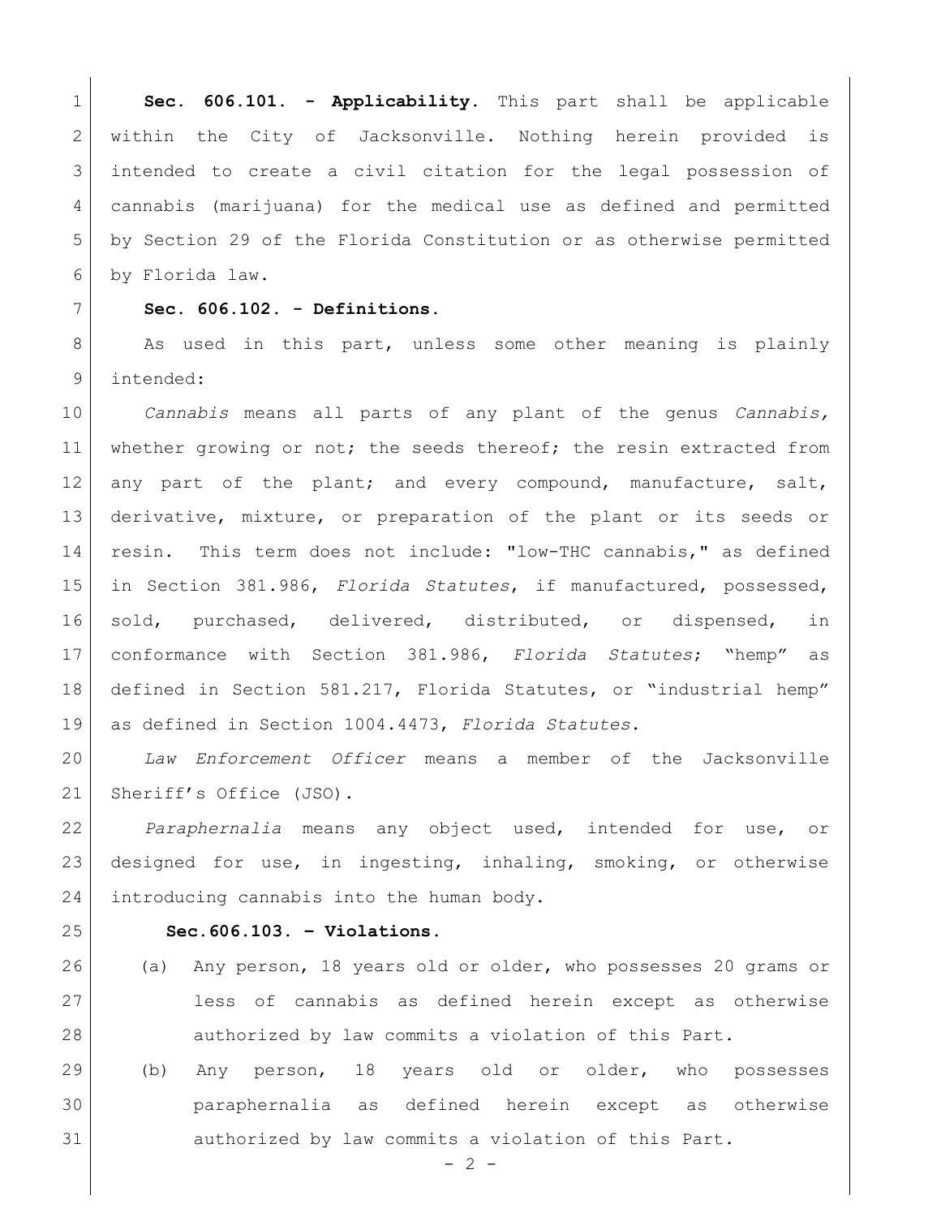**Sec. 606.101. - Applicability.** This part shall be applicable within the City of Jacksonville. Nothing herein provided is intended to create a civil citation for the legal possession of cannabis (marijuana) for the medical use as defined and permitted by Section 29 of the Florida Constitution or as otherwise permitted by Florida law.

**Sec. 606.102. - Definitions.**

As used in this part, unless some other meaning is plainly intended:

*Cannabis* means all parts of any plant of the genus *Cannabis,* whether growing or not; the seeds thereof; the resin extracted from any part of the plant; and every compound, manufacture, salt, derivative, mixture, or preparation of the plant or its seeds or resin. This term does not include: "low-THC cannabis," as defined in Section 381.986, *Florida Statutes*, if manufactured, possessed, sold, purchased, delivered, distributed, or dispensed, in conformance with Section 381.986, *Florida Statutes*; "hemp" as defined in Section 581.217, Florida Statutes, or "industrial hemp" as defined in Section 1004.4473, *Florida Statutes*.

*Law Enforcement Officer* means a member of the Jacksonville Sheriff's Office (JSO).

*Paraphernalia* means any object used, intended for use, or designed for use, in ingesting, inhaling, smoking, or otherwise introducing cannabis into the human body.

**Sec.606.103. – Violations.**

(a) Any person, 18 years old or older, who possesses 20 grams or less of cannabis as defined herein except as otherwise authorized by law commits a violation of this Part.

(b) Any person, 18 years old or older, who possesses paraphernalia as defined herein except as otherwise authorized by law commits a violation of this Part.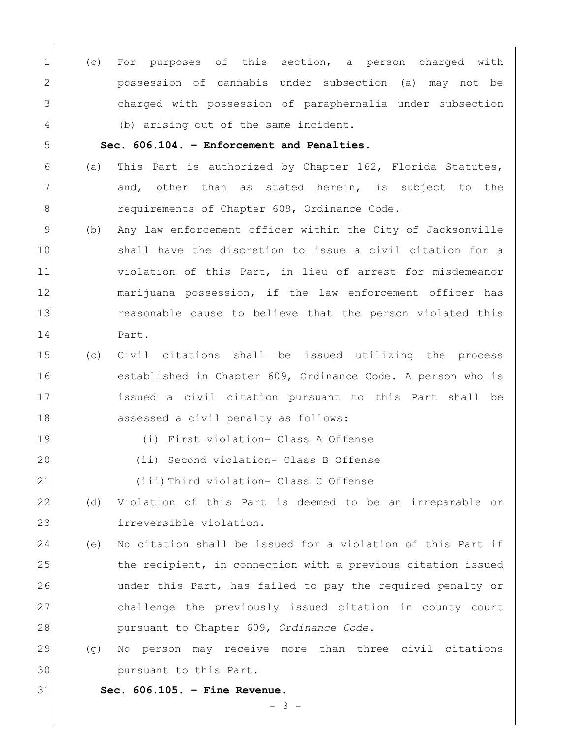(c) For purposes of this section, a person charged with possession of cannabis under subsection (a) may not be charged with possession of paraphernalia under subsection (b) arising out of the same incident.

**Sec. 606.104. – Enforcement and Penalties.**

(a) This Part is authorized by Chapter 162, Florida Statutes, and, other than as stated herein, is subject to the requirements of Chapter 609, Ordinance Code.

(b) Any law enforcement officer within the City of Jacksonville shall have the discretion to issue a civil citation for a violation of this Part, in lieu of arrest for misdemeanor marijuana possession, if the law enforcement officer has reasonable cause to believe that the person violated this Part.

(c) Civil citations shall be issued utilizing the process established in Chapter 609, Ordinance Code. A person who is issued a civil citation pursuant to this Part shall be assessed a civil penalty as follows:

(i) First violation- Class A Offense

(ii) Second violation- Class B Offense

(iii) Third violation- Class C Offense

(d) Violation of this Part is deemed to be an irreparable or irreversible violation.

(e) No citation shall be issued for a violation of this Part if the recipient, in connection with a previous citation issued under this Part, has failed to pay the required penalty or challenge the previously issued citation in county court pursuant to Chapter 609, *Ordinance Code*.

(g) No person may receive more than three civil citations pursuant to this Part.

**Sec. 606.105. – Fine Revenue.**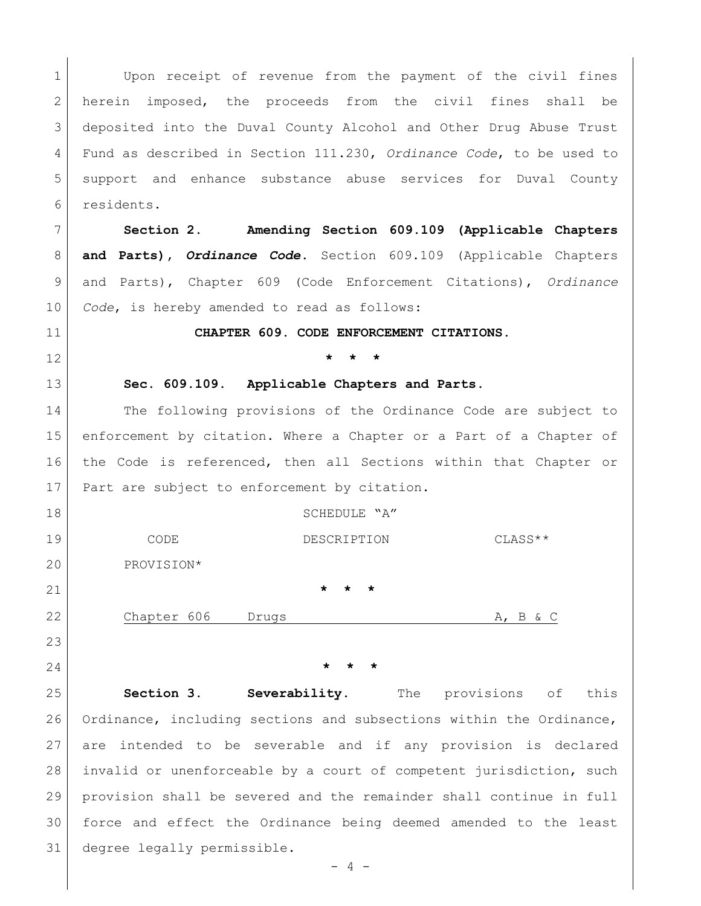Upon receipt of revenue from the payment of the civil fines herein imposed, the proceeds from the civil fines shall be deposited into the Duval County Alcohol and Other Drug Abuse Trust Fund as described in Section 111.230, *Ordinance Code*, to be used to support and enhance substance abuse services for Duval County residents.

**Section 2. Amending Section 609.109 (Applicable Chapters and Parts), *Ordinance Code*.** Section 609.109 (Applicable Chapters and Parts), Chapter 609 (Code Enforcement Citations), *Ordinance Code*, is hereby amended to read as follows:

**CHAPTER 609. CODE ENFORCEMENT CITATIONS.**

**\* \* \***

**Sec. 609.109. Applicable Chapters and Parts.**

The following provisions of the Ordinance Code are subject to enforcement by citation. Where a Chapter or a Part of a Chapter of the Code is referenced, then all Sections within that Chapter or Part are subject to enforcement by citation.

SCHEDULE "A"

| CODE PROVISION* | DESCRIPTION | CLASS** |
|---|---|---|
| \* \* \* | | |
| <u>Chapter 606</u> | <u>Drugs</u> | <u>A, B & C</u> |

**\* \* \***

**Section 3. Severability.** The provisions of this Ordinance, including sections and subsections within the Ordinance, are intended to be severable and if any provision is declared invalid or unenforceable by a court of competent jurisdiction, such provision shall be severed and the remainder shall continue in full force and effect the Ordinance being deemed amended to the least degree legally permissible.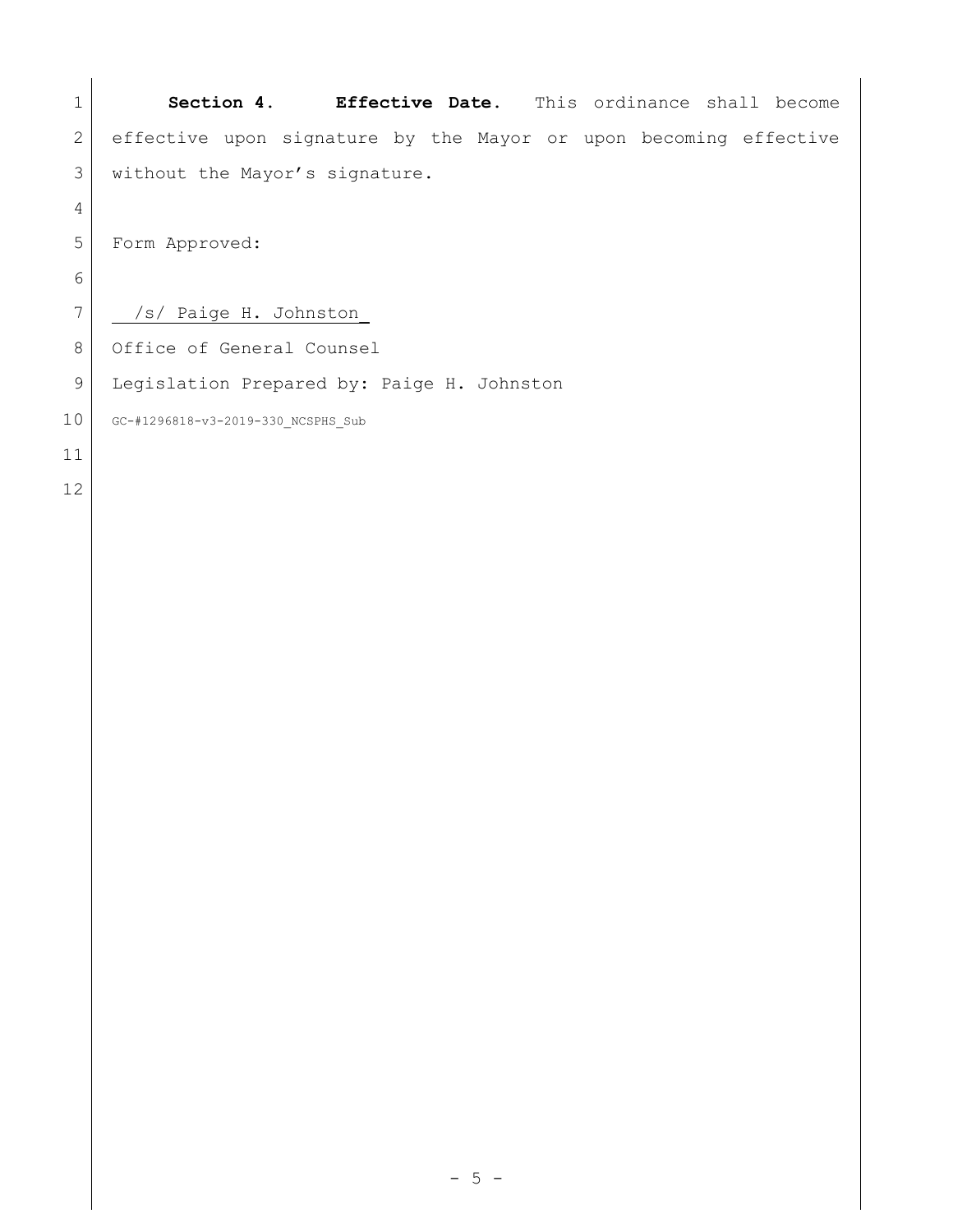**Section 4. Effective Date.** This ordinance shall become effective upon signature by the Mayor or upon becoming effective without the Mayor's signature.

Form Approved:

/s/ Paige H. Johnston

Office of General Counsel

Legislation Prepared by: Paige H. Johnston

GC-#1296818-v3-2019-330_NCSPHS_Sub